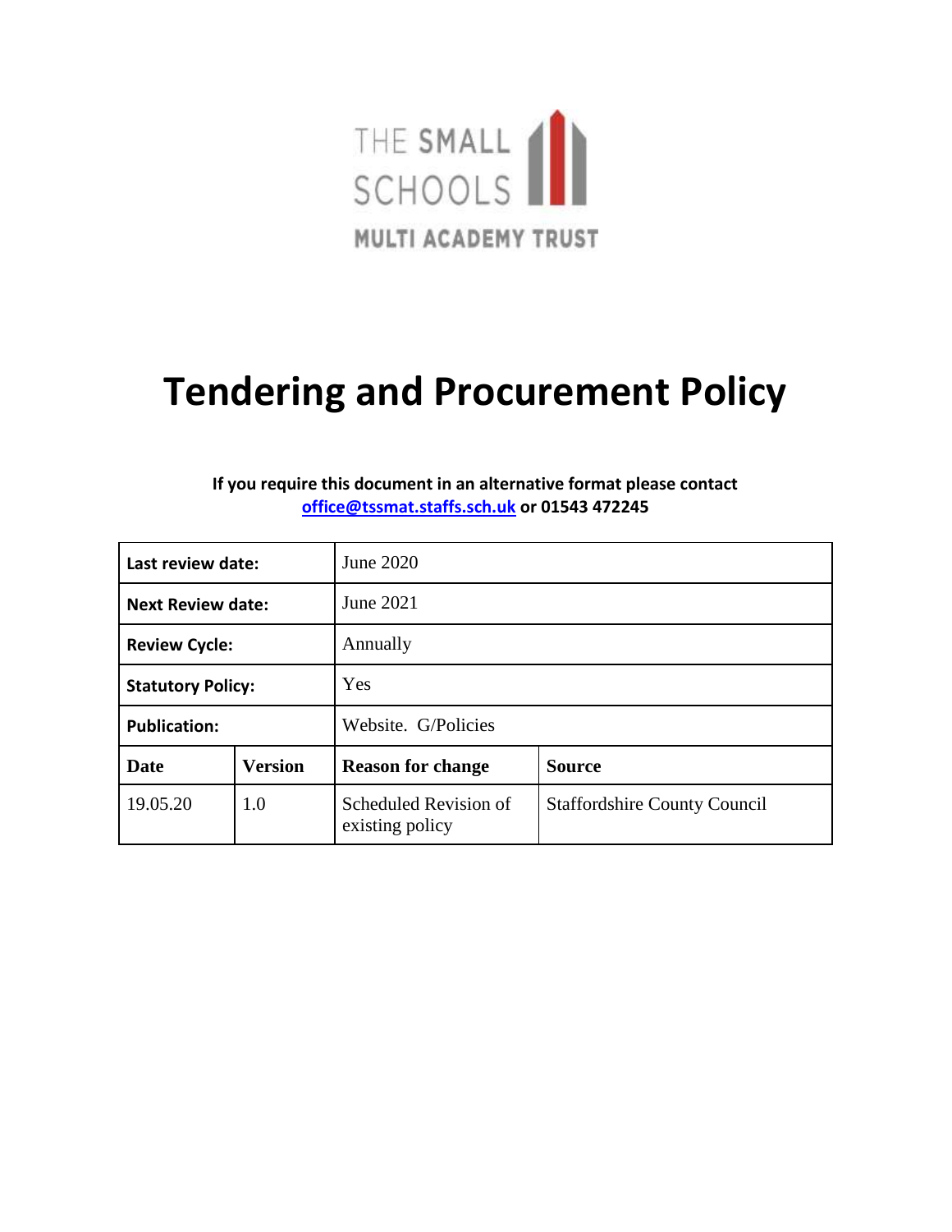THE SMALL SCHOOLS MULTI ACADEMY TRUST

# Tendering and Procurement Policy

**If you require this document in an alternative format please contact [office@tssmat.staffs.sch.uk](mailto:office@tssmat.staffs.sch.uk) or 01543 472245**

| **Last review date:** | | June 2020 | |
|---|---|---|---|
| **Next Review date:** | | June 2021 | |
| **Review Cycle:** | | Annually | |
| **Statutory Policy:** | | Yes | |
| **Publication:** | | Website. G/Policies | |
| **Date** | **Version** | **Reason for change** | **Source** |
| 19.05.20 | 1.0 | Scheduled Revision of existing policy | Staffordshire County Council |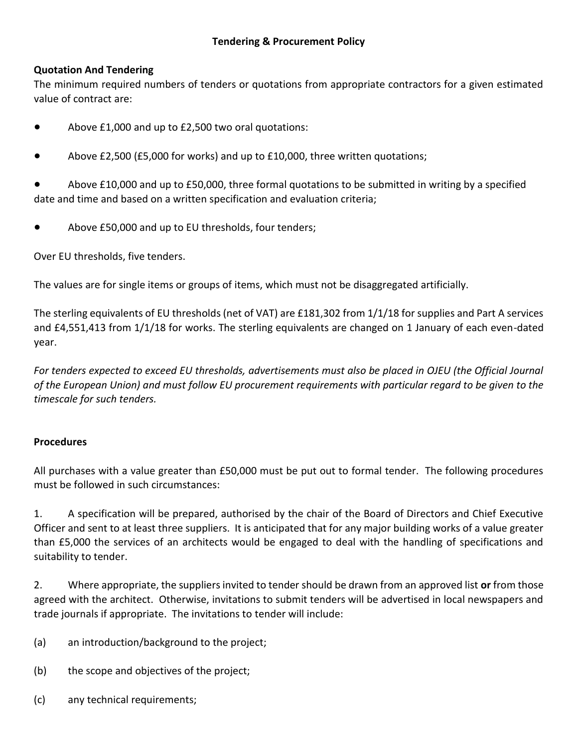## Tendering & Procurement Policy

### Quotation And Tendering

The minimum required numbers of tenders or quotations from appropriate contractors for a given estimated value of contract are:

- Above £1,000 and up to £2,500 two oral quotations:
- Above £2,500 (£5,000 for works) and up to £10,000, three written quotations;
- Above £10,000 and up to £50,000, three formal quotations to be submitted in writing by a specified date and time and based on a written specification and evaluation criteria;
- Above £50,000 and up to EU thresholds, four tenders;

Over EU thresholds, five tenders.

The values are for single items or groups of items, which must not be disaggregated artificially.

The sterling equivalents of EU thresholds (net of VAT) are £181,302 from 1/1/18 for supplies and Part A services and £4,551,413 from 1/1/18 for works. The sterling equivalents are changed on 1 January of each even-dated year.

*For tenders expected to exceed EU thresholds, advertisements must also be placed in OJEU (the Official Journal of the European Union) and must follow EU procurement requirements with particular regard to be given to the timescale for such tenders.*

### Procedures

All purchases with a value greater than £50,000 must be put out to formal tender. The following procedures must be followed in such circumstances:

1. A specification will be prepared, authorised by the chair of the Board of Directors and Chief Executive Officer and sent to at least three suppliers. It is anticipated that for any major building works of a value greater than £5,000 the services of an architects would be engaged to deal with the handling of specifications and suitability to tender.

2. Where appropriate, the suppliers invited to tender should be drawn from an approved list **or** from those agreed with the architect. Otherwise, invitations to submit tenders will be advertised in local newspapers and trade journals if appropriate. The invitations to tender will include:

(a) an introduction/background to the project;

(b) the scope and objectives of the project;

(c) any technical requirements;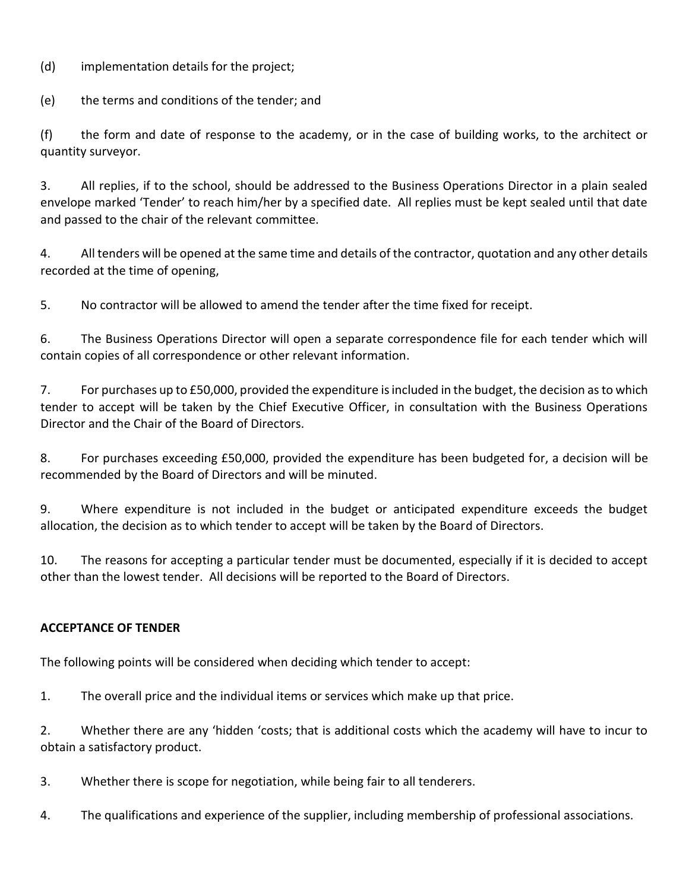(d) implementation details for the project;

(e) the terms and conditions of the tender; and

(f) the form and date of response to the academy, or in the case of building works, to the architect or quantity surveyor.

3. All replies, if to the school, should be addressed to the Business Operations Director in a plain sealed envelope marked 'Tender' to reach him/her by a specified date. All replies must be kept sealed until that date and passed to the chair of the relevant committee.

4. All tenders will be opened at the same time and details of the contractor, quotation and any other details recorded at the time of opening,

5. No contractor will be allowed to amend the tender after the time fixed for receipt.

6. The Business Operations Director will open a separate correspondence file for each tender which will contain copies of all correspondence or other relevant information.

7. For purchases up to £50,000, provided the expenditure is included in the budget, the decision as to which tender to accept will be taken by the Chief Executive Officer, in consultation with the Business Operations Director and the Chair of the Board of Directors.

8. For purchases exceeding £50,000, provided the expenditure has been budgeted for, a decision will be recommended by the Board of Directors and will be minuted.

9. Where expenditure is not included in the budget or anticipated expenditure exceeds the budget allocation, the decision as to which tender to accept will be taken by the Board of Directors.

10. The reasons for accepting a particular tender must be documented, especially if it is decided to accept other than the lowest tender. All decisions will be reported to the Board of Directors.

**ACCEPTANCE OF TENDER**

The following points will be considered when deciding which tender to accept:

1. The overall price and the individual items or services which make up that price.

2. Whether there are any 'hidden 'costs; that is additional costs which the academy will have to incur to obtain a satisfactory product.

3. Whether there is scope for negotiation, while being fair to all tenderers.

4. The qualifications and experience of the supplier, including membership of professional associations.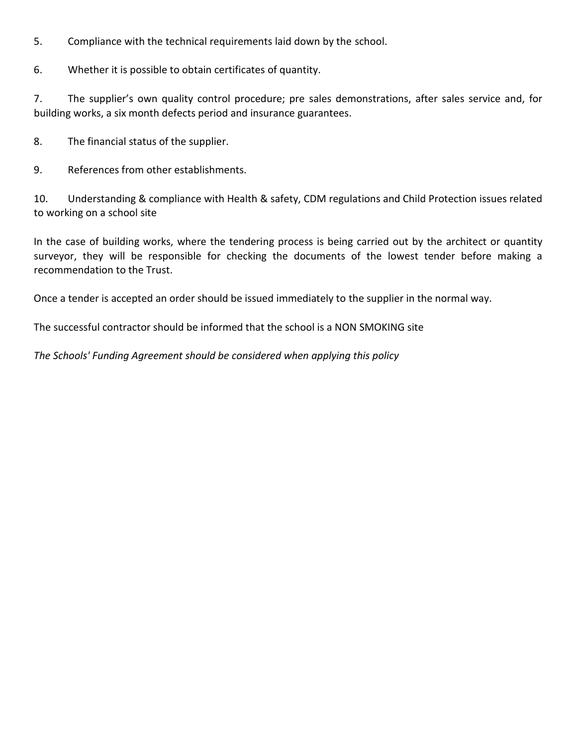5. Compliance with the technical requirements laid down by the school.

6. Whether it is possible to obtain certificates of quantity.

7. The supplier's own quality control procedure; pre sales demonstrations, after sales service and, for building works, a six month defects period and insurance guarantees.

8. The financial status of the supplier.

9. References from other establishments.

10. Understanding & compliance with Health & safety, CDM regulations and Child Protection issues related to working on a school site

In the case of building works, where the tendering process is being carried out by the architect or quantity surveyor, they will be responsible for checking the documents of the lowest tender before making a recommendation to the Trust.

Once a tender is accepted an order should be issued immediately to the supplier in the normal way.

The successful contractor should be informed that the school is a NON SMOKING site

*The Schools' Funding Agreement should be considered when applying this policy*